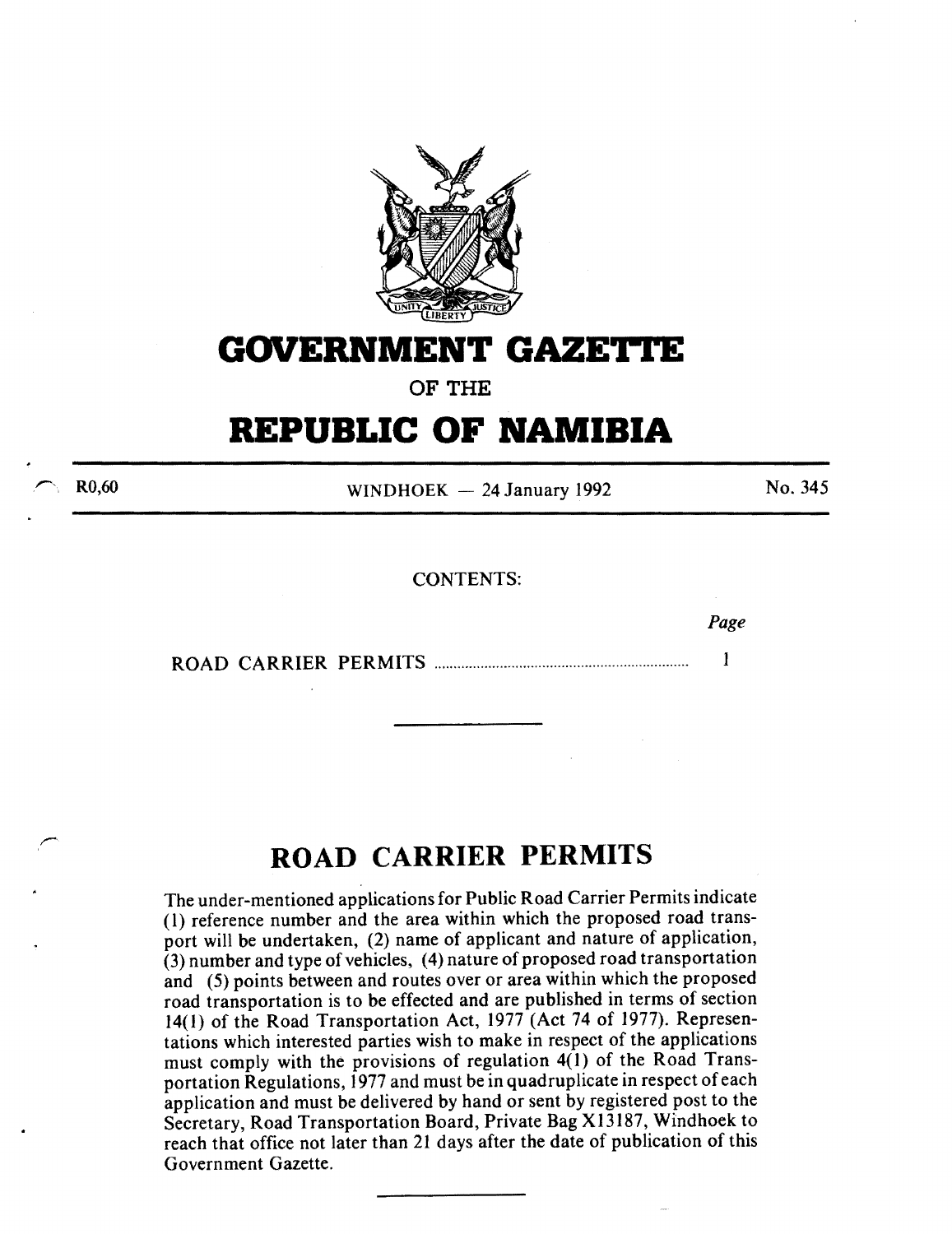# GOVERNMENT GAZETTE

OF THE

# REPUBLIC OF NAMIBIA

R0,60 WINDHOEK — 24 January 1992 No. 345

CONTENTS:

| | Page |
|---|---|
| ROAD CARRIER PERMITS | 1 |

---

## ROAD CARRIER PERMITS

The under-mentioned applications for Public Road Carrier Permits indicate (1) reference number and the area within which the proposed road transport will be undertaken, (2) name of applicant and nature of application, (3) number and type of vehicles, (4) nature of proposed road transportation and (5) points between and routes over or area within which the proposed road transportation is to be effected and are published in terms of section 14(1) of the Road Transportation Act, 1977 (Act 74 of 1977). Representations which interested parties wish to make in respect of the applications must comply with the provisions of regulation 4(1) of the Road Transportation Regulations, 1977 and must be in quadruplicate in respect of each application and must be delivered by hand or sent by registered post to the Secretary, Road Transportation Board, Private Bag X13187, Windhoek to reach that office not later than 21 days after the date of publication of this Government Gazette.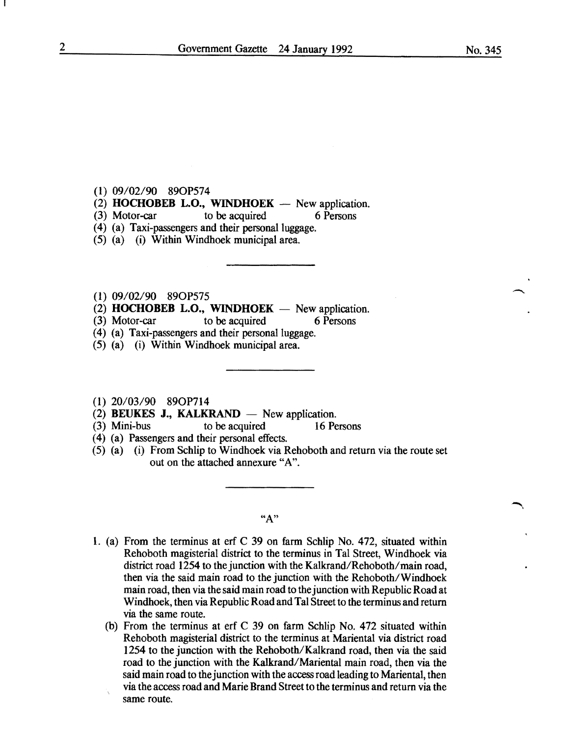(1) 09/02/90 89OP574

(2) **HOCHOBEB L.O., WINDHOEK** — New application.

(3) Motor-car to be acquired 6 Persons

(4) (a) Taxi-passengers and their personal luggage.

(5) (a) (i) Within Windhoek municipal area.

---

(1) 09/02/90 89OP575

(2) **HOCHOBEB L.O., WINDHOEK** — New application.

(3) Motor-car to be acquired 6 Persons

(4) (a) Taxi-passengers and their personal luggage.

(5) (a) (i) Within Windhoek municipal area.

---

(1) 20/03/90 89OP714

(2) **BEUKES J., KALKRAND** — New application.

(3) Mini-bus to be acquired 16 Persons

(4) (a) Passengers and their personal effects.

(5) (a) (i) From Schlip to Windhoek via Rehoboth and return via the route set out on the attached annexure "A".

---

"A"

1. (a) From the terminus at erf C 39 on farm Schlip No. 472, situated within Rehoboth magisterial district to the terminus in Tal Street, Windhoek via district road 1254 to the junction with the Kalkrand/Rehoboth/main road, then via the said main road to the junction with the Rehoboth/Windhoek main road, then via the said main road to the junction with Republic Road at Windhoek, then via Republic Road and Tal Street to the terminus and return via the same route.

   (b) From the terminus at erf C 39 on farm Schlip No. 472 situated within Rehoboth magisterial district to the terminus at Mariental via district road 1254 to the junction with the Rehoboth/Kalkrand road, then via the said road to the junction with the Kalkrand/Mariental main road, then via the said main road to the junction with the access road leading to Mariental, then via the access road and Marie Brand Street to the terminus and return via the same route.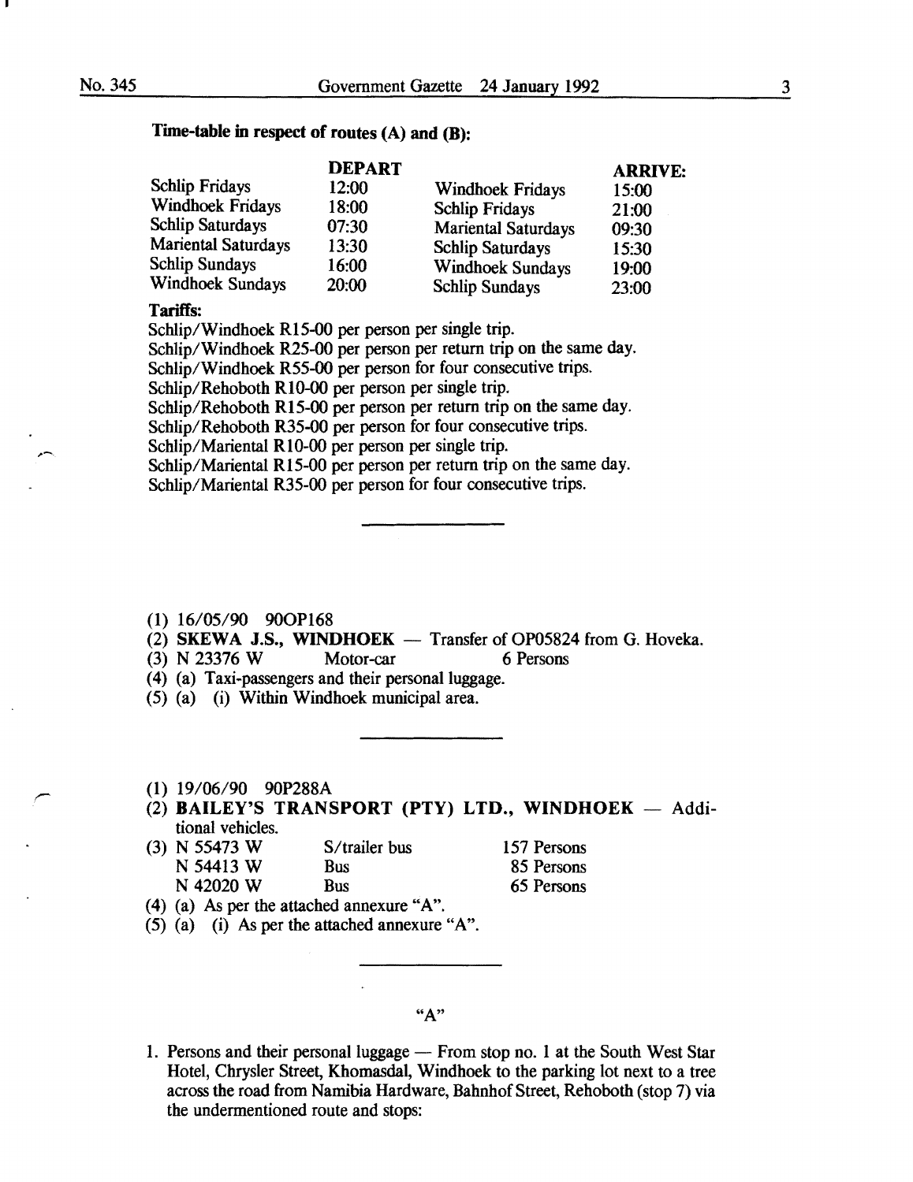**Time-table in respect of routes (A) and (B):**

| | DEPART | | ARRIVE: |
|---|---|---|---|
| Schlip Fridays | 12:00 | Windhoek Fridays | 15:00 |
| Windhoek Fridays | 18:00 | Schlip Fridays | 21:00 |
| Schlip Saturdays | 07:30 | Mariental Saturdays | 09:30 |
| Mariental Saturdays | 13:30 | Schlip Saturdays | 15:30 |
| Schlip Sundays | 16:00 | Windhoek Sundays | 19:00 |
| Windhoek Sundays | 20:00 | Schlip Sundays | 23:00 |

**Tariffs:**

Schlip/Windhoek R15-00 per person per single trip.
Schlip/Windhoek R25-00 per person per return trip on the same day.
Schlip/Windhoek R55-00 per person for four consecutive trips.
Schlip/Rehoboth R10-00 per person per single trip.
Schlip/Rehoboth R15-00 per person per return trip on the same day.
Schlip/Rehoboth R35-00 per person for four consecutive trips.
Schlip/Mariental R10-00 per person per single trip.
Schlip/Mariental R15-00 per person per return trip on the same day.
Schlip/Mariental R35-00 per person for four consecutive trips.

---

(1) 16/05/90 90OP168
(2) **SKEWA J.S., WINDHOEK** — Transfer of OP05824 from G. Hoveka.
(3) N 23376 W Motor-car 6 Persons
(4) (a) Taxi-passengers and their personal luggage.
(5) (a) (i) Within Windhoek municipal area.

---

(1) 19/06/90 90P288A
(2) **BAILEY'S TRANSPORT (PTY) LTD., WINDHOEK** — Additional vehicles.
(3)

| | | |
|---|---|---|
| N 55473 W | S/trailer bus | 157 Persons |
| N 54413 W | Bus | 85 Persons |
| N 42020 W | Bus | 65 Persons |

(4) (a) As per the attached annexure "A".
(5) (a) (i) As per the attached annexure "A".

---

"A"

1. Persons and their personal luggage — From stop no. 1 at the South West Star Hotel, Chrysler Street, Khomasdal, Windhoek to the parking lot next to a tree across the road from Namibia Hardware, Bahnhof Street, Rehoboth (stop 7) via the undermentioned route and stops: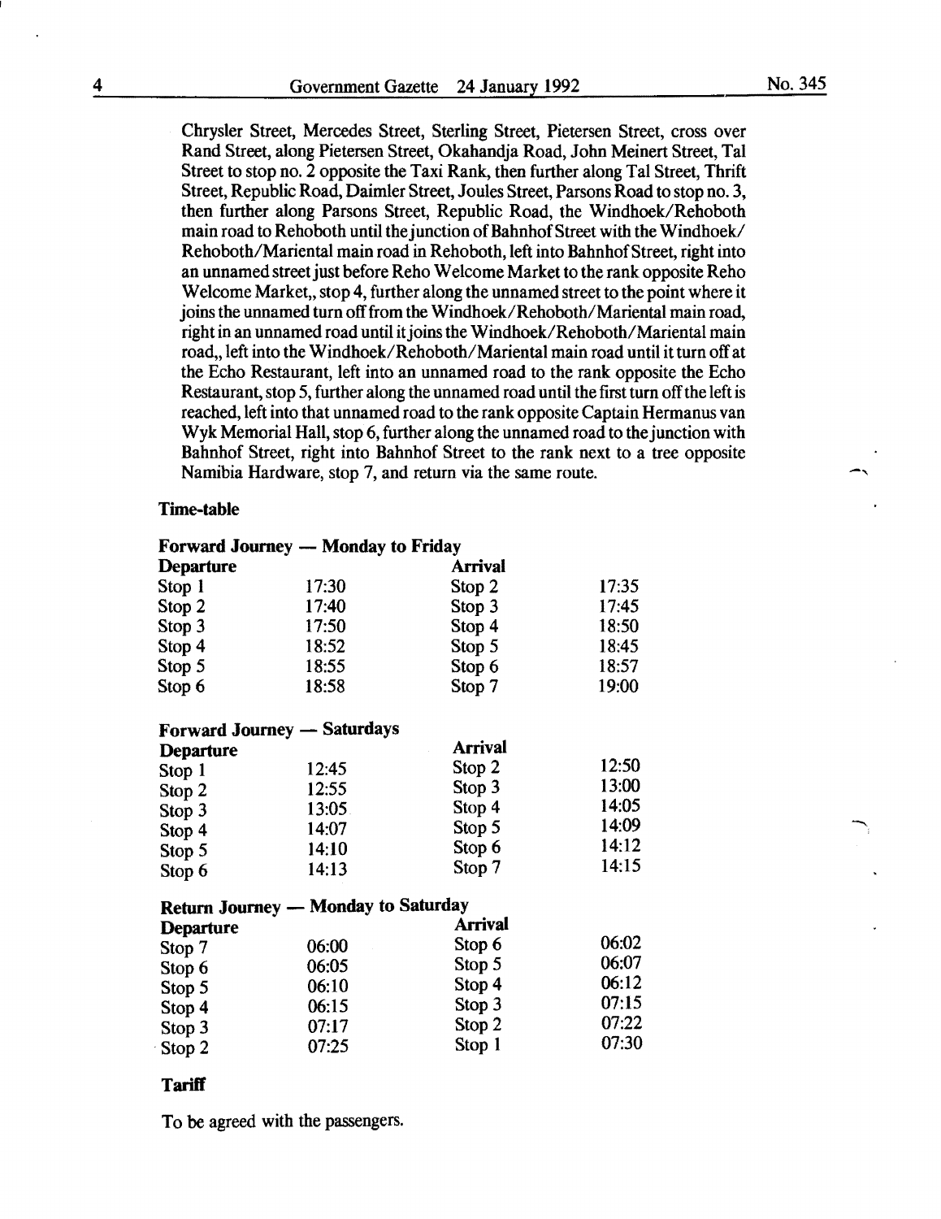Chrysler Street, Mercedes Street, Sterling Street, Pietersen Street, cross over Rand Street, along Pietersen Street, Okahandja Road, John Meinert Street, Tal Street to stop no. 2 opposite the Taxi Rank, then further along Tal Street, Thrift Street, Republic Road, Daimler Street, Joules Street, Parsons Road to stop no. 3, then further along Parsons Street, Republic Road, the Windhoek/Rehoboth main road to Rehoboth until the junction of Bahnhof Street with the Windhoek/Rehoboth/Mariental main road in Rehoboth, left into Bahnhof Street, right into an unnamed street just before Reho Welcome Market to the rank opposite Reho Welcome Market,, stop 4, further along the unnamed street to the point where it joins the unnamed turn off from the Windhoek/Rehoboth/Mariental main road, right in an unnamed road until it joins the Windhoek/Rehoboth/Mariental main road,, left into the Windhoek/Rehoboth/Mariental main road until it turn off at the Echo Restaurant, left into an unnamed road to the rank opposite the Echo Restaurant, stop 5, further along the unnamed road until the first turn off the left is reached, left into that unnamed road to the rank opposite Captain Hermanus van Wyk Memorial Hall, stop 6, further along the unnamed road to the junction with Bahnhof Street, right into Bahnhof Street to the rank next to a tree opposite Namibia Hardware, stop 7, and return via the same route.

**Time-table**

**Forward Journey — Monday to Friday**

| Departure | | Arrival | |
|---|---|---|---|
| Stop 1 | 17:30 | Stop 2 | 17:35 |
| Stop 2 | 17:40 | Stop 3 | 17:45 |
| Stop 3 | 17:50 | Stop 4 | 18:50 |
| Stop 4 | 18:52 | Stop 5 | 18:45 |
| Stop 5 | 18:55 | Stop 6 | 18:57 |
| Stop 6 | 18:58 | Stop 7 | 19:00 |

**Forward Journey — Saturdays**

| Departure | | Arrival | |
|---|---|---|---|
| Stop 1 | 12:45 | Stop 2 | 12:50 |
| Stop 2 | 12:55 | Stop 3 | 13:00 |
| Stop 3 | 13:05 | Stop 4 | 14:05 |
| Stop 4 | 14:07 | Stop 5 | 14:09 |
| Stop 5 | 14:10 | Stop 6 | 14:12 |
| Stop 6 | 14:13 | Stop 7 | 14:15 |

**Return Journey — Monday to Saturday**

| Departure | | Arrival | |
|---|---|---|---|
| Stop 7 | 06:00 | Stop 6 | 06:02 |
| Stop 6 | 06:05 | Stop 5 | 06:07 |
| Stop 5 | 06:10 | Stop 4 | 06:12 |
| Stop 4 | 06:15 | Stop 3 | 07:15 |
| Stop 3 | 07:17 | Stop 2 | 07:22 |
| Stop 2 | 07:25 | Stop 1 | 07:30 |

**Tariff**

To be agreed with the passengers.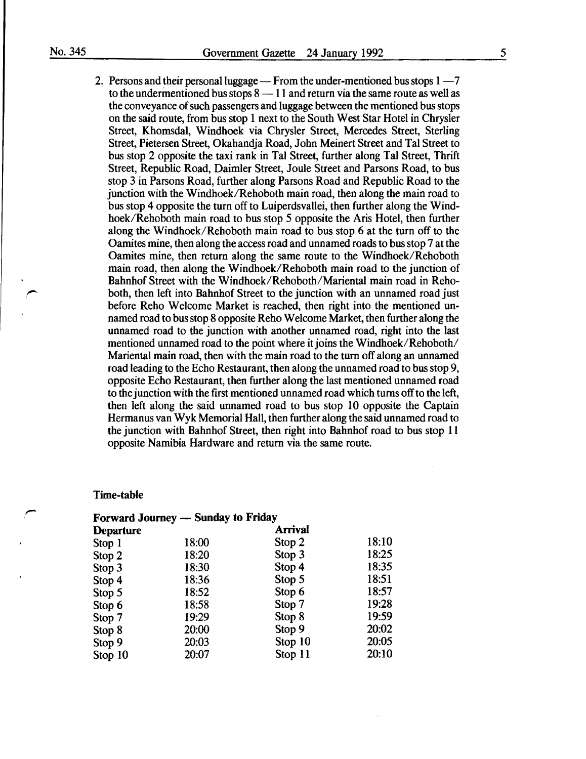2. Persons and their personal luggage — From the under-mentioned bus stops 1 — 7 to the undermentioned bus stops 8 — 11 and return via the same route as well as the conveyance of such passengers and luggage between the mentioned bus stops on the said route, from bus stop 1 next to the South West Star Hotel in Chrysler Street, Khomsdal, Windhoek via Chrysler Street, Mercedes Street, Sterling Street, Pietersen Street, Okahandja Road, John Meinert Street and Tal Street to bus stop 2 opposite the taxi rank in Tal Street, further along Tal Street, Thrift Street, Republic Road, Daimler Street, Joule Street and Parsons Road, to bus stop 3 in Parsons Road, further along Parsons Road and Republic Road to the junction with the Windhoek/Rehoboth main road, then along the main road to bus stop 4 opposite the turn off to Luiperdsvallei, then further along the Windhoek/Rehoboth main road to bus stop 5 opposite the Aris Hotel, then further along the Windhoek/Rehoboth main road to bus stop 6 at the turn off to the Oamites mine, then along the access road and unnamed roads to bus stop 7 at the Oamites mine, then return along the same route to the Windhoek/Rehoboth main road, then along the Windhoek/Rehoboth main road to the junction of Bahnhof Street with the Windhoek/Rehoboth/Mariental main road in Rehoboth, then left into Bahnhof Street to the junction with an unnamed road just before Reho Welcome Market is reached, then right into the mentioned unnamed road to bus stop 8 opposite Reho Welcome Market, then further along the unnamed road to the junction with another unnamed road, right into the last mentioned unnamed road to the point where it joins the Windhoek/Rehoboth/Mariental main road, then with the main road to the turn off along an unnamed road leading to the Echo Restaurant, then along the unnamed road to bus stop 9, opposite Echo Restaurant, then further along the last mentioned unnamed road to the junction with the first mentioned unnamed road which turns off to the left, then left along the said unnamed road to bus stop 10 opposite the Captain Hermanus van Wyk Memorial Hall, then further along the said unnamed road to the junction with Bahnhof Street, then right into Bahnhof road to bus stop 11 opposite Namibia Hardware and return via the same route.

**Time-table**

**Forward Journey — Sunday to Friday**

| Departure | | Arrival | |
|---|---|---|---|
| Stop 1 | 18:00 | Stop 2 | 18:10 |
| Stop 2 | 18:20 | Stop 3 | 18:25 |
| Stop 3 | 18:30 | Stop 4 | 18:35 |
| Stop 4 | 18:36 | Stop 5 | 18:51 |
| Stop 5 | 18:52 | Stop 6 | 18:57 |
| Stop 6 | 18:58 | Stop 7 | 19:28 |
| Stop 7 | 19:29 | Stop 8 | 19:59 |
| Stop 8 | 20:00 | Stop 9 | 20:02 |
| Stop 9 | 20:03 | Stop 10 | 20:05 |
| Stop 10 | 20:07 | Stop 11 | 20:10 |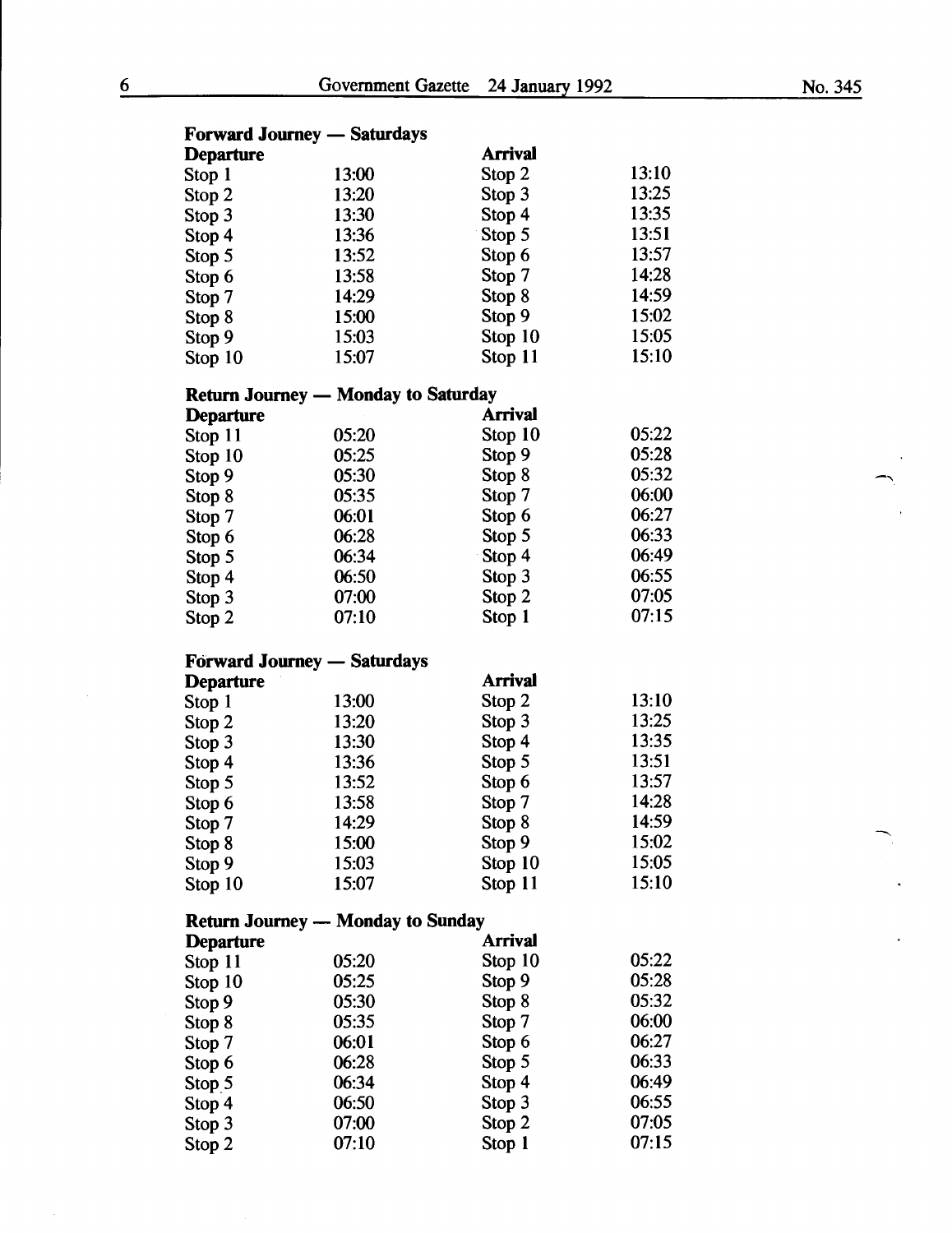**Forward Journey — Saturdays**

| Departure | | Arrival | |
|---|---|---|---|
| Stop 1 | 13:00 | Stop 2 | 13:10 |
| Stop 2 | 13:20 | Stop 3 | 13:25 |
| Stop 3 | 13:30 | Stop 4 | 13:35 |
| Stop 4 | 13:36 | Stop 5 | 13:51 |
| Stop 5 | 13:52 | Stop 6 | 13:57 |
| Stop 6 | 13:58 | Stop 7 | 14:28 |
| Stop 7 | 14:29 | Stop 8 | 14:59 |
| Stop 8 | 15:00 | Stop 9 | 15:02 |
| Stop 9 | 15:03 | Stop 10 | 15:05 |
| Stop 10 | 15:07 | Stop 11 | 15:10 |

**Return Journey — Monday to Saturday**

| Departure | | Arrival | |
|---|---|---|---|
| Stop 11 | 05:20 | Stop 10 | 05:22 |
| Stop 10 | 05:25 | Stop 9 | 05:28 |
| Stop 9 | 05:30 | Stop 8 | 05:32 |
| Stop 8 | 05:35 | Stop 7 | 06:00 |
| Stop 7 | 06:01 | Stop 6 | 06:27 |
| Stop 6 | 06:28 | Stop 5 | 06:33 |
| Stop 5 | 06:34 | Stop 4 | 06:49 |
| Stop 4 | 06:50 | Stop 3 | 06:55 |
| Stop 3 | 07:00 | Stop 2 | 07:05 |
| Stop 2 | 07:10 | Stop 1 | 07:15 |

**Forward Journey — Saturdays**

| Departure | | Arrival | |
|---|---|---|---|
| Stop 1 | 13:00 | Stop 2 | 13:10 |
| Stop 2 | 13:20 | Stop 3 | 13:25 |
| Stop 3 | 13:30 | Stop 4 | 13:35 |
| Stop 4 | 13:36 | Stop 5 | 13:51 |
| Stop 5 | 13:52 | Stop 6 | 13:57 |
| Stop 6 | 13:58 | Stop 7 | 14:28 |
| Stop 7 | 14:29 | Stop 8 | 14:59 |
| Stop 8 | 15:00 | Stop 9 | 15:02 |
| Stop 9 | 15:03 | Stop 10 | 15:05 |
| Stop 10 | 15:07 | Stop 11 | 15:10 |

**Return Journey — Monday to Sunday**

| Departure | | Arrival | |
|---|---|---|---|
| Stop 11 | 05:20 | Stop 10 | 05:22 |
| Stop 10 | 05:25 | Stop 9 | 05:28 |
| Stop 9 | 05:30 | Stop 8 | 05:32 |
| Stop 8 | 05:35 | Stop 7 | 06:00 |
| Stop 7 | 06:01 | Stop 6 | 06:27 |
| Stop 6 | 06:28 | Stop 5 | 06:33 |
| Stop 5 | 06:34 | Stop 4 | 06:49 |
| Stop 4 | 06:50 | Stop 3 | 06:55 |
| Stop 3 | 07:00 | Stop 2 | 07:05 |
| Stop 2 | 07:10 | Stop 1 | 07:15 |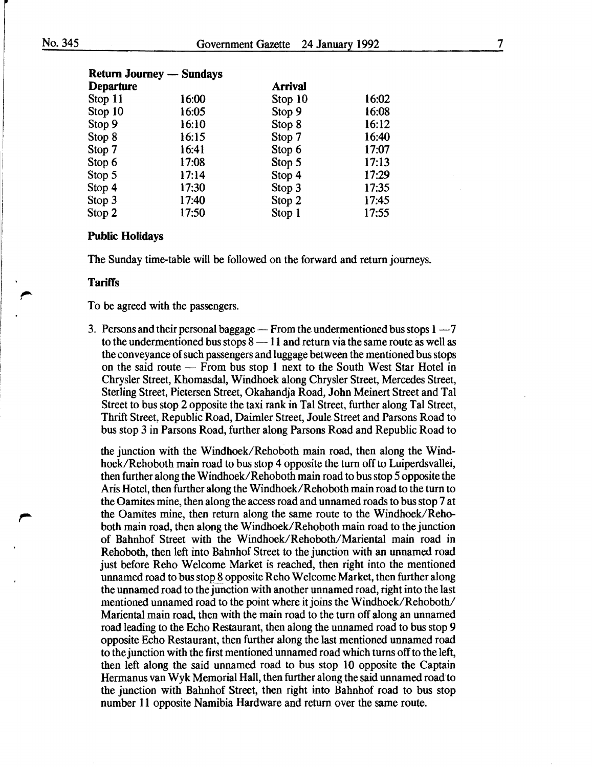**Return Journey — Sundays**

| Departure | | Arrival | |
|---|---|---|---|
| Stop 11 | 16:00 | Stop 10 | 16:02 |
| Stop 10 | 16:05 | Stop 9 | 16:08 |
| Stop 9 | 16:10 | Stop 8 | 16:12 |
| Stop 8 | 16:15 | Stop 7 | 16:40 |
| Stop 7 | 16:41 | Stop 6 | 17:07 |
| Stop 6 | 17:08 | Stop 5 | 17:13 |
| Stop 5 | 17:14 | Stop 4 | 17:29 |
| Stop 4 | 17:30 | Stop 3 | 17:35 |
| Stop 3 | 17:40 | Stop 2 | 17:45 |
| Stop 2 | 17:50 | Stop 1 | 17:55 |

**Public Holidays**

The Sunday time-table will be followed on the forward and return journeys.

**Tariffs**

To be agreed with the passengers.

3. Persons and their personal baggage — From the undermentioned bus stops 1 —7 to the undermentioned bus stops 8 — 11 and return via the same route as well as the conveyance of such passengers and luggage between the mentioned bus stops on the said route — From bus stop 1 next to the South West Star Hotel in Chrysler Street, Khomasdal, Windhoek along Chrysler Street, Mercedes Street, Sterling Street, Pietersen Street, Okahandja Road, John Meinert Street and Tal Street to bus stop 2 opposite the taxi rank in Tal Street, further along Tal Street, Thrift Street, Republic Road, Daimler Street, Joule Street and Parsons Road to bus stop 3 in Parsons Road, further along Parsons Road and Republic Road to the junction with the Windhoek/Rehoboth main road, then along the Windhoek/Rehoboth main road to bus stop 4 opposite the turn off to Luiperdsvallei, then further along the Windhoek/Rehoboth main road to bus stop 5 opposite the Aris Hotel, then further along the Windhoek/Rehoboth main road to the turn to the Oamites mine, then along the access road and unnamed roads to bus stop 7 at the Oamites mine, then return along the same route to the Windhoek/Rehoboth main road, then along the Windhoek/Rehoboth main road to the junction of Bahnhof Street with the Windhoek/Rehoboth/Mariental main road in Rehoboth, then left into Bahnhof Street to the junction with an unnamed road just before Reho Welcome Market is reached, then right into the mentioned unnamed road to bus stop 8 opposite Reho Welcome Market, then further along the unnamed road to the junction with another unnamed road, right into the last mentioned unnamed road to the point where it joins the Windhoek/Rehoboth/Mariental main road, then with the main road to the turn off along an unnamed road leading to the Echo Restaurant, then along the unnamed road to bus stop 9 opposite Echo Restaurant, then further along the last mentioned unnamed road to the junction with the first mentioned unnamed road which turns off to the left, then left along the said unnamed road to bus stop 10 opposite the Captain Hermanus van Wyk Memorial Hall, then further along the said unnamed road to the junction with Bahnhof Street, then right into Bahnhof road to bus stop number 11 opposite Namibia Hardware and return over the same route.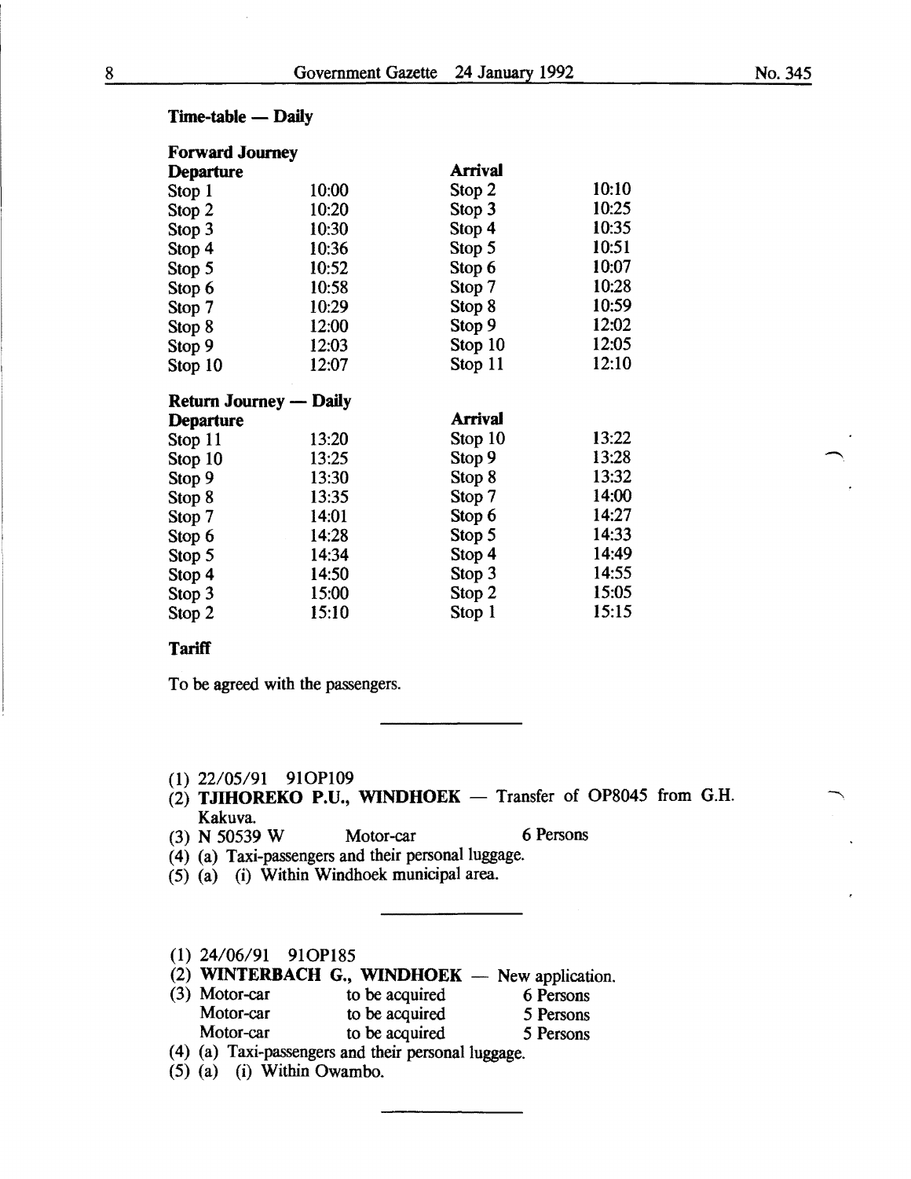**Time-table — Daily**

**Forward Journey**

| **Departure** | | **Arrival** | |
|---|---|---|---|
| Stop 1 | 10:00 | Stop 2 | 10:10 |
| Stop 2 | 10:20 | Stop 3 | 10:25 |
| Stop 3 | 10:30 | Stop 4 | 10:35 |
| Stop 4 | 10:36 | Stop 5 | 10:51 |
| Stop 5 | 10:52 | Stop 6 | 10:07 |
| Stop 6 | 10:58 | Stop 7 | 10:28 |
| Stop 7 | 10:29 | Stop 8 | 10:59 |
| Stop 8 | 12:00 | Stop 9 | 12:02 |
| Stop 9 | 12:03 | Stop 10 | 12:05 |
| Stop 10 | 12:07 | Stop 11 | 12:10 |

**Return Journey — Daily**

| **Departure** | | **Arrival** | |
|---|---|---|---|
| Stop 11 | 13:20 | Stop 10 | 13:22 |
| Stop 10 | 13:25 | Stop 9 | 13:28 |
| Stop 9 | 13:30 | Stop 8 | 13:32 |
| Stop 8 | 13:35 | Stop 7 | 14:00 |
| Stop 7 | 14:01 | Stop 6 | 14:27 |
| Stop 6 | 14:28 | Stop 5 | 14:33 |
| Stop 5 | 14:34 | Stop 4 | 14:49 |
| Stop 4 | 14:50 | Stop 3 | 14:55 |
| Stop 3 | 15:00 | Stop 2 | 15:05 |
| Stop 2 | 15:10 | Stop 1 | 15:15 |

**Tariff**

To be agreed with the passengers.

---

(1) 22/05/91 91OP109
(2) **TJIHOREKO P.U., WINDHOEK** — Transfer of OP8045 from G.H. Kakuva.
(3) N 50539 W Motor-car 6 Persons
(4) (a) Taxi-passengers and their personal luggage.
(5) (a) (i) Within Windhoek municipal area.

---

(1) 24/06/91 91OP185
(2) **WINTERBACH G., WINDHOEK** — New application.
(3) Motor-car to be acquired 6 Persons
Motor-car to be acquired 5 Persons
Motor-car to be acquired 5 Persons
(4) (a) Taxi-passengers and their personal luggage.
(5) (a) (i) Within Owambo.

---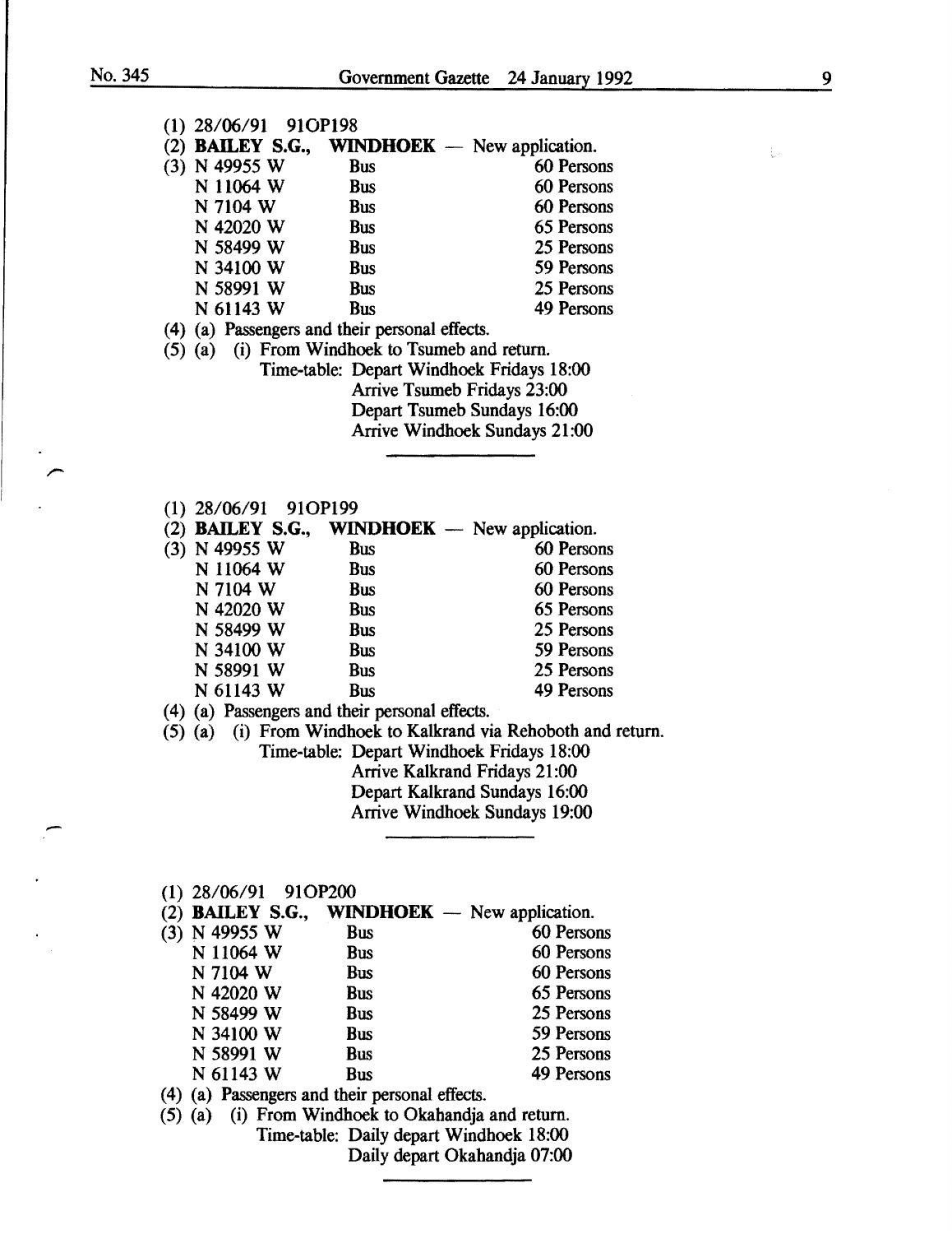(1) 28/06/91 91OP198

(2) **BAILEY S.G., WINDHOEK** — New application.

(3)

| | | |
|---|---|---|
| N 49955 W | Bus | 60 Persons |
| N 11064 W | Bus | 60 Persons |
| N 7104 W | Bus | 60 Persons |
| N 42020 W | Bus | 65 Persons |
| N 58499 W | Bus | 25 Persons |
| N 34100 W | Bus | 59 Persons |
| N 58991 W | Bus | 25 Persons |
| N 61143 W | Bus | 49 Persons |

(4) (a) Passengers and their personal effects.

(5) (a) (i) From Windhoek to Tsumeb and return.

Time-table: Depart Windhoek Fridays 18:00
Arrive Tsumeb Fridays 23:00
Depart Tsumeb Sundays 16:00
Arrive Windhoek Sundays 21:00

---

(1) 28/06/91 91OP199

(2) **BAILEY S.G., WINDHOEK** — New application.

(3)

| | | |
|---|---|---|
| N 49955 W | Bus | 60 Persons |
| N 11064 W | Bus | 60 Persons |
| N 7104 W | Bus | 60 Persons |
| N 42020 W | Bus | 65 Persons |
| N 58499 W | Bus | 25 Persons |
| N 34100 W | Bus | 59 Persons |
| N 58991 W | Bus | 25 Persons |
| N 61143 W | Bus | 49 Persons |

(4) (a) Passengers and their personal effects.

(5) (a) (i) From Windhoek to Kalkrand via Rehoboth and return.

Time-table: Depart Windhoek Fridays 18:00
Arrive Kalkrand Fridays 21:00
Depart Kalkrand Sundays 16:00
Arrive Windhoek Sundays 19:00

---

(1) 28/06/91 91OP200

(2) **BAILEY S.G., WINDHOEK** — New application.

(3)

| | | |
|---|---|---|
| N 49955 W | Bus | 60 Persons |
| N 11064 W | Bus | 60 Persons |
| N 7104 W | Bus | 60 Persons |
| N 42020 W | Bus | 65 Persons |
| N 58499 W | Bus | 25 Persons |
| N 34100 W | Bus | 59 Persons |
| N 58991 W | Bus | 25 Persons |
| N 61143 W | Bus | 49 Persons |

(4) (a) Passengers and their personal effects.

(5) (a) (i) From Windhoek to Okahandja and return.

Time-table: Daily depart Windhoek 18:00
Daily depart Okahandja 07:00

---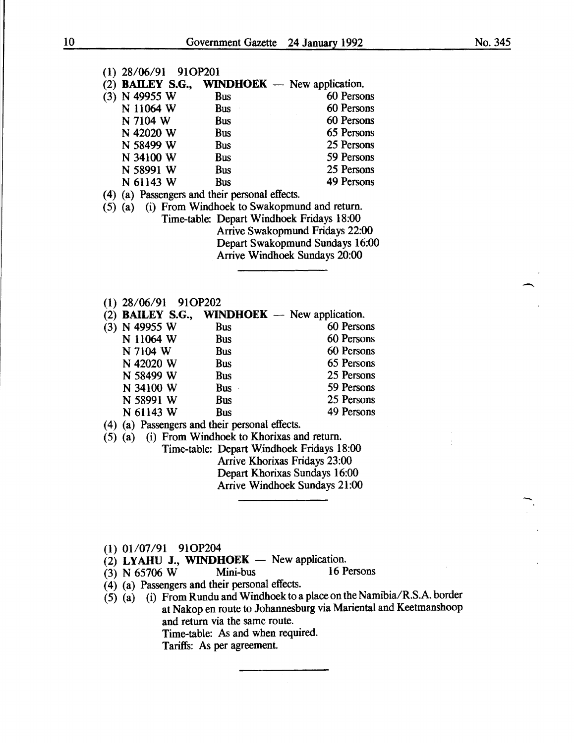(1) 28/06/91 91OP201

(2) **BAILEY S.G., WINDHOEK** — New application.

(3)

| | | |
|---|---|---|
| N 49955 W | Bus | 60 Persons |
| N 11064 W | Bus | 60 Persons |
| N 7104 W | Bus | 60 Persons |
| N 42020 W | Bus | 65 Persons |
| N 58499 W | Bus | 25 Persons |
| N 34100 W | Bus | 59 Persons |
| N 58991 W | Bus | 25 Persons |
| N 61143 W | Bus | 49 Persons |

(4) (a) Passengers and their personal effects.

(5) (a) (i) From Windhoek to Swakopmund and return.
Time-table: Depart Windhoek Fridays 18:00
Arrive Swakopmund Fridays 22:00
Depart Swakopmund Sundays 16:00
Arrive Windhoek Sundays 20:00

---

(1) 28/06/91 91OP202

(2) **BAILEY S.G., WINDHOEK** — New application.

(3)

| | | |
|---|---|---|
| N 49955 W | Bus | 60 Persons |
| N 11064 W | Bus | 60 Persons |
| N 7104 W | Bus | 60 Persons |
| N 42020 W | Bus | 65 Persons |
| N 58499 W | Bus | 25 Persons |
| N 34100 W | Bus | 59 Persons |
| N 58991 W | Bus | 25 Persons |
| N 61143 W | Bus | 49 Persons |

(4) (a) Passengers and their personal effects.

(5) (a) (i) From Windhoek to Khorixas and return.
Time-table: Depart Windhoek Fridays 18:00
Arrive Khorixas Fridays 23:00
Depart Khorixas Sundays 16:00
Arrive Windhoek Sundays 21:00

---

(1) 01/07/91 91OP204

(2) **LYAHU J., WINDHOEK** — New application.

(3) N 65706 W Mini-bus 16 Persons

(4) (a) Passengers and their personal effects.

(5) (a) (i) From Rundu and Windhoek to a place on the Namibia/R.S.A. border at Nakop en route to Johannesburg via Mariental and Keetmanshoop and return via the same route.
Time-table: As and when required.
Tariffs: As per agreement.

---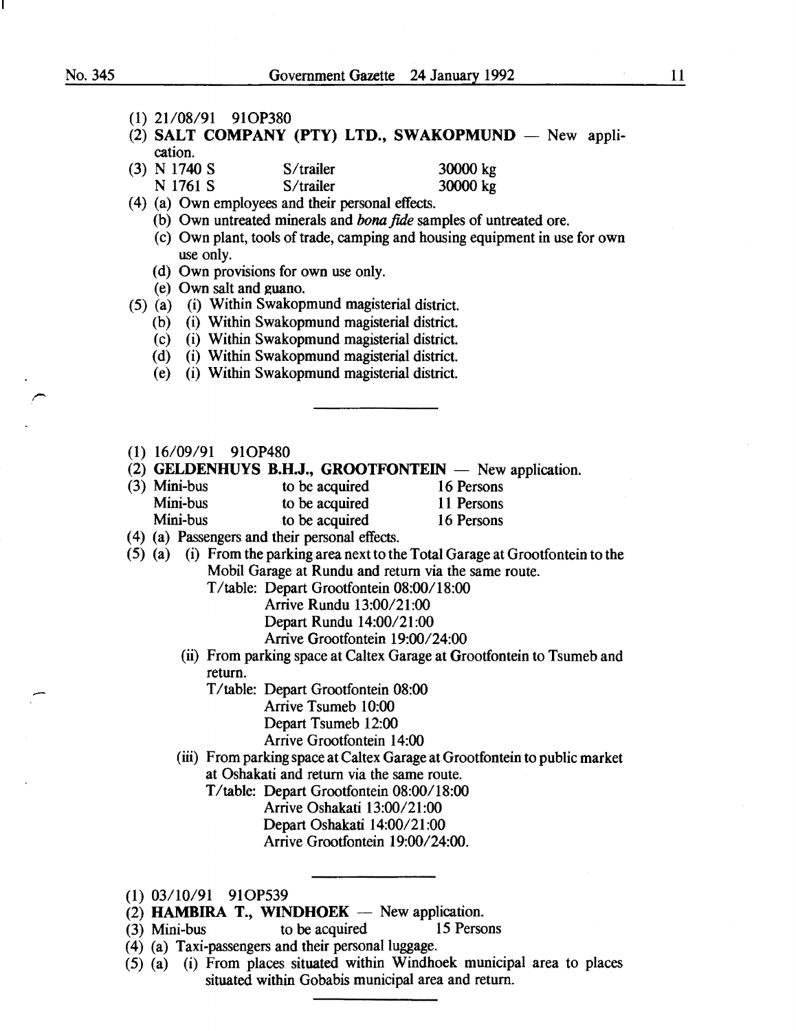(1) 21/08/91 91OP380

(2) **SALT COMPANY (PTY) LTD., SWAKOPMUND** — New application.

(3) N 1740 S S/trailer 30000 kg
N 1761 S S/trailer 30000 kg

(4) (a) Own employees and their personal effects.
(b) Own untreated minerals and *bona fide* samples of untreated ore.
(c) Own plant, tools of trade, camping and housing equipment in use for own use only.
(d) Own provisions for own use only.
(e) Own salt and guano.

(5) (a) (i) Within Swakopmund magisterial district.
(b) (i) Within Swakopmund magisterial district.
(c) (i) Within Swakopmund magisterial district.
(d) (i) Within Swakopmund magisterial district.
(e) (i) Within Swakopmund magisterial district.

---

(1) 16/09/91 91OP480

(2) **GELDENHUYS B.H.J., GROOTFONTEIN** — New application.

(3) Mini-bus to be acquired 16 Persons
Mini-bus to be acquired 11 Persons
Mini-bus to be acquired 16 Persons

(4) (a) Passengers and their personal effects.

(5) (a) (i) From the parking area next to the Total Garage at Grootfontein to the Mobil Garage at Rundu and return via the same route.
T/table: Depart Grootfontein 08:00/18:00
Arrive Rundu 13:00/21:00
Depart Rundu 14:00/21:00
Arrive Grootfontein 19:00/24:00

(ii) From parking space at Caltex Garage at Grootfontein to Tsumeb and return.
T/table: Depart Grootfontein 08:00
Arrive Tsumeb 10:00
Depart Tsumeb 12:00
Arrive Grootfontein 14:00

(iii) From parking space at Caltex Garage at Grootfontein to public market at Oshakati and return via the same route.
T/table: Depart Grootfontein 08:00/18:00
Arrive Oshakati 13:00/21:00
Depart Oshakati 14:00/21:00
Arrive Grootfontein 19:00/24:00.

---

(1) 03/10/91 91OP539

(2) **HAMBIRA T., WINDHOEK** — New application.

(3) Mini-bus to be acquired 15 Persons

(4) (a) Taxi-passengers and their personal luggage.

(5) (a) (i) From places situated within Windhoek municipal area to places situated within Gobabis municipal area and return.

---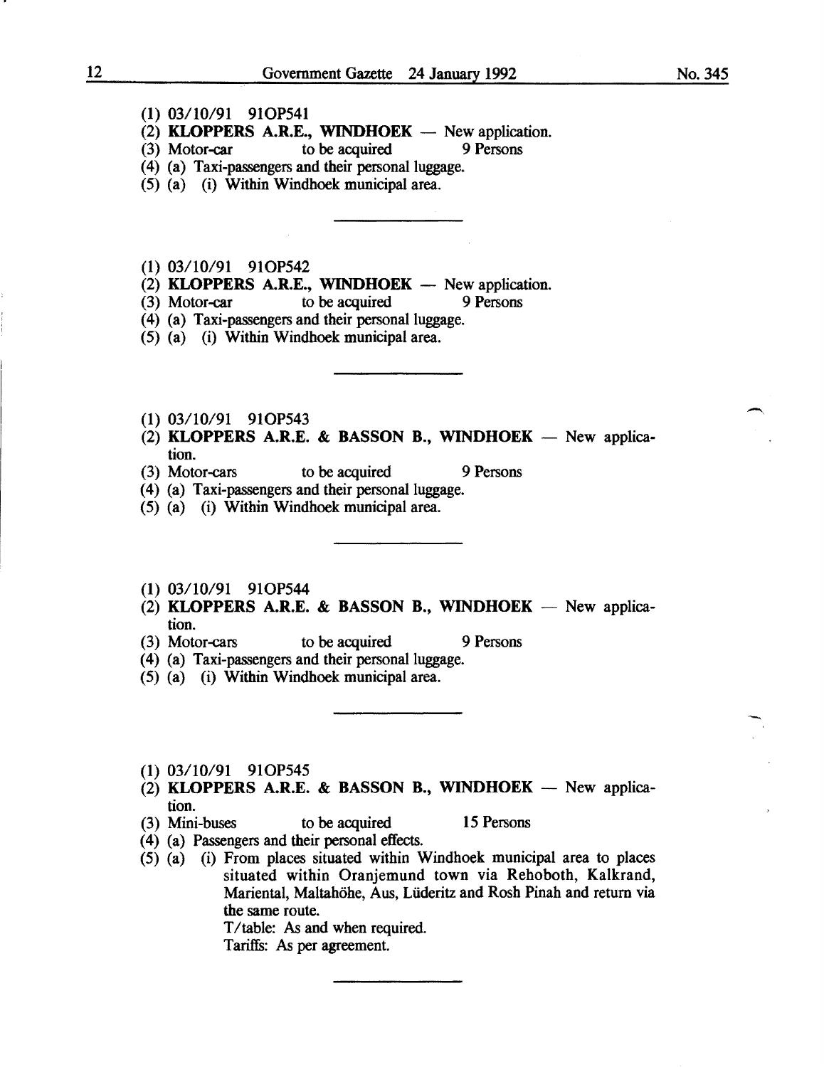(1) 03/10/91 91OP541
(2) **KLOPPERS A.R.E., WINDHOEK** — New application.
(3) Motor-car to be acquired 9 Persons
(4) (a) Taxi-passengers and their personal luggage.
(5) (a) (i) Within Windhoek municipal area.

---

(1) 03/10/91 91OP542
(2) **KLOPPERS A.R.E., WINDHOEK** — New application.
(3) Motor-car to be acquired 9 Persons
(4) (a) Taxi-passengers and their personal luggage.
(5) (a) (i) Within Windhoek municipal area.

---

(1) 03/10/91 91OP543
(2) **KLOPPERS A.R.E. & BASSON B., WINDHOEK** — New application.
(3) Motor-cars to be acquired 9 Persons
(4) (a) Taxi-passengers and their personal luggage.
(5) (a) (i) Within Windhoek municipal area.

---

(1) 03/10/91 91OP544
(2) **KLOPPERS A.R.E. & BASSON B., WINDHOEK** — New application.
(3) Motor-cars to be acquired 9 Persons
(4) (a) Taxi-passengers and their personal luggage.
(5) (a) (i) Within Windhoek municipal area.

---

(1) 03/10/91 91OP545
(2) **KLOPPERS A.R.E. & BASSON B., WINDHOEK** — New application.
(3) Mini-buses to be acquired 15 Persons
(4) (a) Passengers and their personal effects.
(5) (a) (i) From places situated within Windhoek municipal area to places situated within Oranjemund town via Rehoboth, Kalkrand, Mariental, Maltahöhe, Aus, Lüderitz and Rosh Pinah and return via the same route.
T/table: As and when required.
Tariffs: As per agreement.

---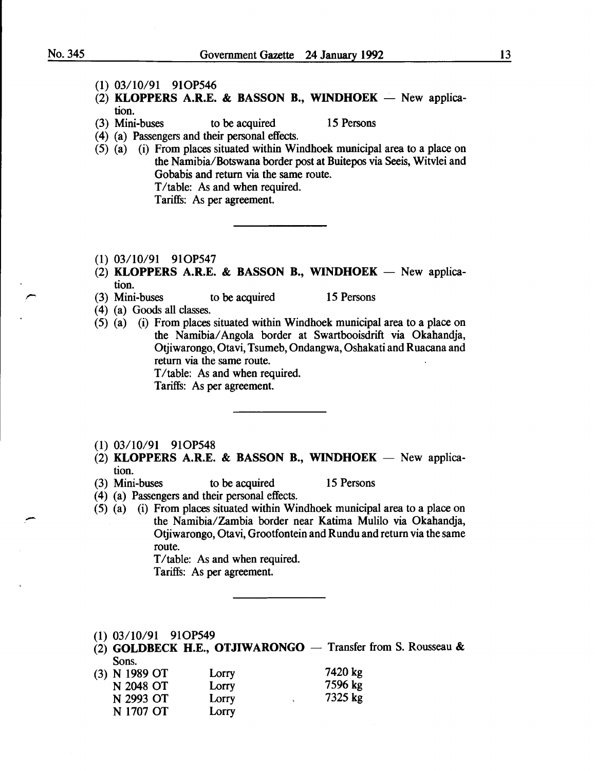(1) 03/10/91 91OP546

(2) **KLOPPERS A.R.E. & BASSON B., WINDHOEK** — New application.

(3) Mini-buses to be acquired 15 Persons

(4) (a) Passengers and their personal effects.

(5) (a) (i) From places situated within Windhoek municipal area to a place on the Namibia/Botswana border post at Buitepos via Seeis, Witvlei and Gobabis and return via the same route.

T/table: As and when required.

Tariffs: As per agreement.

---

(1) 03/10/91 91OP547

(2) **KLOPPERS A.R.E. & BASSON B., WINDHOEK** — New application.

(3) Mini-buses to be acquired 15 Persons

(4) (a) Goods all classes.

(5) (a) (i) From places situated within Windhoek municipal area to a place on the Namibia/Angola border at Swartbooisdrift via Okahandja, Otjiwarongo, Otavi, Tsumeb, Ondangwa, Oshakati and Ruacana and return via the same route.

T/table: As and when required.

Tariffs: As per agreement.

---

(1) 03/10/91 91OP548

(2) **KLOPPERS A.R.E. & BASSON B., WINDHOEK** — New application.

(3) Mini-buses to be acquired 15 Persons

(4) (a) Passengers and their personal effects.

(5) (a) (i) From places situated within Windhoek municipal area to a place on the Namibia/Zambia border near Katima Mulilo via Okahandja, Otjiwarongo, Otavi, Grootfontein and Rundu and return via the same route.

T/table: As and when required.

Tariffs: As per agreement.

---

(1) 03/10/91 91OP549

(2) **GOLDBECK H.E., OTJIWARONGO** — Transfer from S. Rousseau & Sons.

(3)

| | | |
|---|---|---|
| N 1989 OT | Lorry | 7420 kg |
| N 2048 OT | Lorry | 7596 kg |
| N 2993 OT | Lorry | 7325 kg |
| N 1707 OT | Lorry | |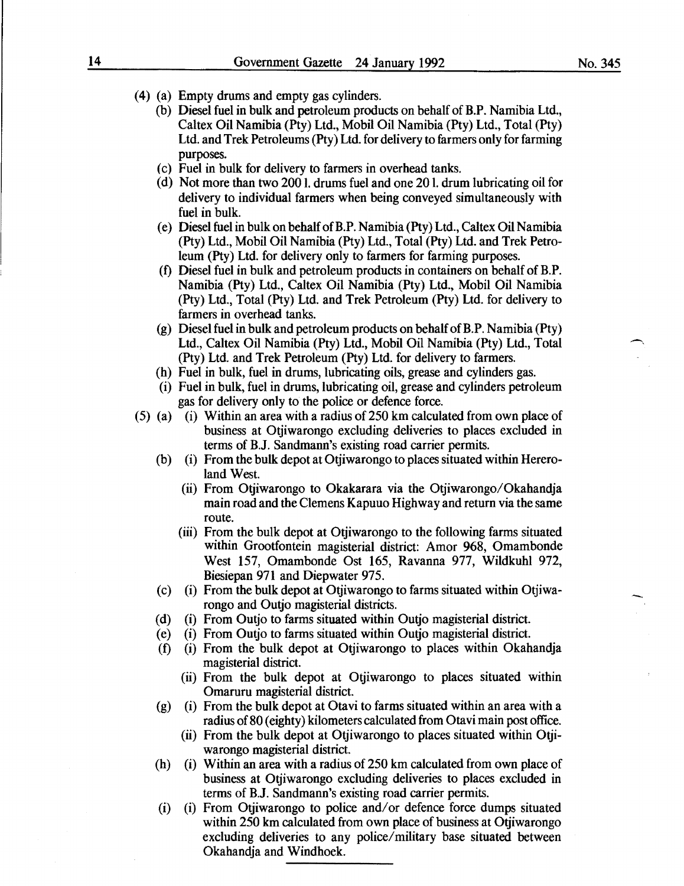(4) (a) Empty drums and empty gas cylinders.

(b) Diesel fuel in bulk and petroleum products on behalf of B.P. Namibia Ltd., Caltex Oil Namibia (Pty) Ltd., Mobil Oil Namibia (Pty) Ltd., Total (Pty) Ltd. and Trek Petroleums (Pty) Ltd. for delivery to farmers only for farming purposes.

(c) Fuel in bulk for delivery to farmers in overhead tanks.

(d) Not more than two 200 l. drums fuel and one 20 l. drum lubricating oil for delivery to individual farmers when being conveyed simultaneously with fuel in bulk.

(e) Diesel fuel in bulk on behalf of B.P. Namibia (Pty) Ltd., Caltex Oil Namibia (Pty) Ltd., Mobil Oil Namibia (Pty) Ltd., Total (Pty) Ltd. and Trek Petroleum (Pty) Ltd. for delivery only to farmers for farming purposes.

(f) Diesel fuel in bulk and petroleum products in containers on behalf of B.P. Namibia (Pty) Ltd., Caltex Oil Namibia (Pty) Ltd., Mobil Oil Namibia (Pty) Ltd., Total (Pty) Ltd. and Trek Petroleum (Pty) Ltd. for delivery to farmers in overhead tanks.

(g) Diesel fuel in bulk and petroleum products on behalf of B.P. Namibia (Pty) Ltd., Caltex Oil Namibia (Pty) Ltd., Mobil Oil Namibia (Pty) Ltd., Total (Pty) Ltd. and Trek Petroleum (Pty) Ltd. for delivery to farmers.

(h) Fuel in bulk, fuel in drums, lubricating oils, grease and cylinders gas.

(i) Fuel in bulk, fuel in drums, lubricating oil, grease and cylinders petroleum gas for delivery only to the police or defence force.

(5) (a) (i) Within an area with a radius of 250 km calculated from own place of business at Otjiwarongo excluding deliveries to places excluded in terms of B.J. Sandmann's existing road carrier permits.

(b) (i) From the bulk depot at Otjiwarongo to places situated within Hereroland West.

(ii) From Otjiwarongo to Okakarara via the Otjiwarongo/Okahandja main road and the Clemens Kapuuo Highway and return via the same route.

(iii) From the bulk depot at Otjiwarongo to the following farms situated within Grootfontein magisterial district: Amor 968, Omambonde West 157, Omambonde Ost 165, Ravanna 977, Wildkuhl 972, Biesiepan 971 and Diepwater 975.

(c) (i) From the bulk depot at Otjiwarongo to farms situated within Otjiwarongo and Outjo magisterial districts.

(d) (i) From Outjo to farms situated within Outjo magisterial district.

(e) (i) From Outjo to farms situated within Outjo magisterial district.

(f) (i) From the bulk depot at Otjiwarongo to places within Okahandja magisterial district.

(ii) From the bulk depot at Otjiwarongo to places situated within Omaruru magisterial district.

(g) (i) From the bulk depot at Otavi to farms situated within an area with a radius of 80 (eighty) kilometers calculated from Otavi main post office.

(ii) From the bulk depot at Otjiwarongo to places situated within Otjiwarongo magisterial district.

(h) (i) Within an area with a radius of 250 km calculated from own place of business at Otjiwarongo excluding deliveries to places excluded in terms of B.J. Sandmann's existing road carrier permits.

(i) (i) From Otjiwarongo to police and/or defence force dumps situated within 250 km calculated from own place of business at Otjiwarongo excluding deliveries to any police/military base situated between Okahandja and Windhoek.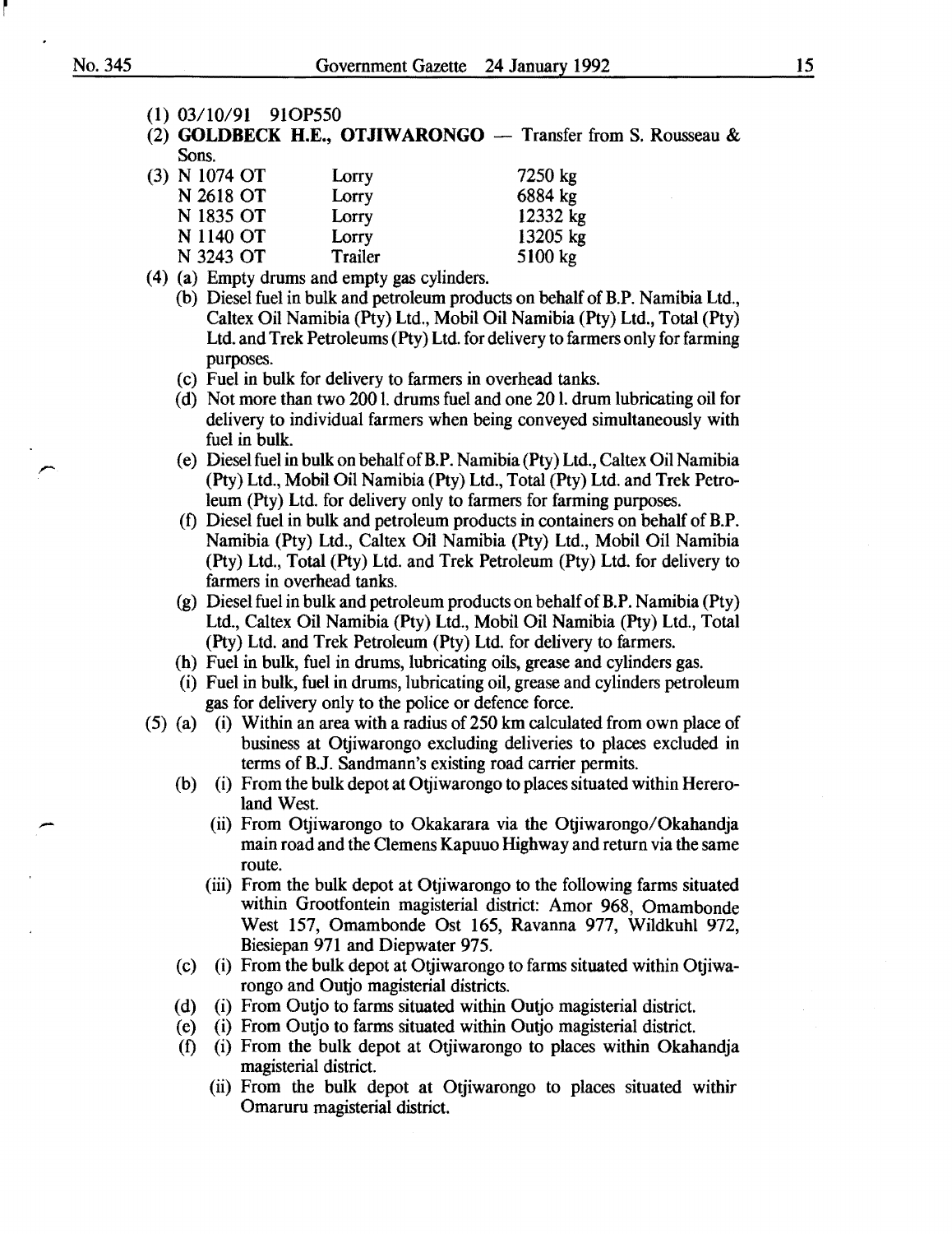(1) 03/10/91 91OP550

(2) **GOLDBECK H.E., OTJIWARONGO** — Transfer from S. Rousseau & Sons.

(3)

| | | |
|---|---|---|
| N 1074 OT | Lorry | 7250 kg |
| N 2618 OT | Lorry | 6884 kg |
| N 1835 OT | Lorry | 12332 kg |
| N 1140 OT | Lorry | 13205 kg |
| N 3243 OT | Trailer | 5100 kg |

(4) (a) Empty drums and empty gas cylinders.

(b) Diesel fuel in bulk and petroleum products on behalf of B.P. Namibia Ltd., Caltex Oil Namibia (Pty) Ltd., Mobil Oil Namibia (Pty) Ltd., Total (Pty) Ltd. and Trek Petroleums (Pty) Ltd. for delivery to farmers only for farming purposes.

(c) Fuel in bulk for delivery to farmers in overhead tanks.

(d) Not more than two 200 l. drums fuel and one 20 l. drum lubricating oil for delivery to individual farmers when being conveyed simultaneously with fuel in bulk.

(e) Diesel fuel in bulk on behalf of B.P. Namibia (Pty) Ltd., Caltex Oil Namibia (Pty) Ltd., Mobil Oil Namibia (Pty) Ltd., Total (Pty) Ltd. and Trek Petroleum (Pty) Ltd. for delivery only to farmers for farming purposes.

(f) Diesel fuel in bulk and petroleum products in containers on behalf of B.P. Namibia (Pty) Ltd., Caltex Oil Namibia (Pty) Ltd., Mobil Oil Namibia (Pty) Ltd., Total (Pty) Ltd. and Trek Petroleum (Pty) Ltd. for delivery to farmers in overhead tanks.

(g) Diesel fuel in bulk and petroleum products on behalf of B.P. Namibia (Pty) Ltd., Caltex Oil Namibia (Pty) Ltd., Mobil Oil Namibia (Pty) Ltd., Total (Pty) Ltd. and Trek Petroleum (Pty) Ltd. for delivery to farmers.

(h) Fuel in bulk, fuel in drums, lubricating oils, grease and cylinders gas.

(i) Fuel in bulk, fuel in drums, lubricating oil, grease and cylinders petroleum gas for delivery only to the police or defence force.

(5) (a) (i) Within an area with a radius of 250 km calculated from own place of business at Otjiwarongo excluding deliveries to places excluded in terms of B.J. Sandmann's existing road carrier permits.

(b) (i) From the bulk depot at Otjiwarongo to places situated within Hereroland West.

(ii) From Otjiwarongo to Okakarara via the Otjiwarongo/Okahandja main road and the Clemens Kapuuo Highway and return via the same route.

(iii) From the bulk depot at Otjiwarongo to the following farms situated within Grootfontein magisterial district: Amor 968, Omambonde West 157, Omambonde Ost 165, Ravanna 977, Wildkuhl 972, Biesiepan 971 and Diepwater 975.

(c) (i) From the bulk depot at Otjiwarongo to farms situated within Otjiwarongo and Outjo magisterial districts.

(d) (i) From Outjo to farms situated within Outjo magisterial district.

(e) (i) From Outjo to farms situated within Outjo magisterial district.

(f) (i) From the bulk depot at Otjiwarongo to places within Okahandja magisterial district.

(ii) From the bulk depot at Otjiwarongo to places situated withir Omaruru magisterial district.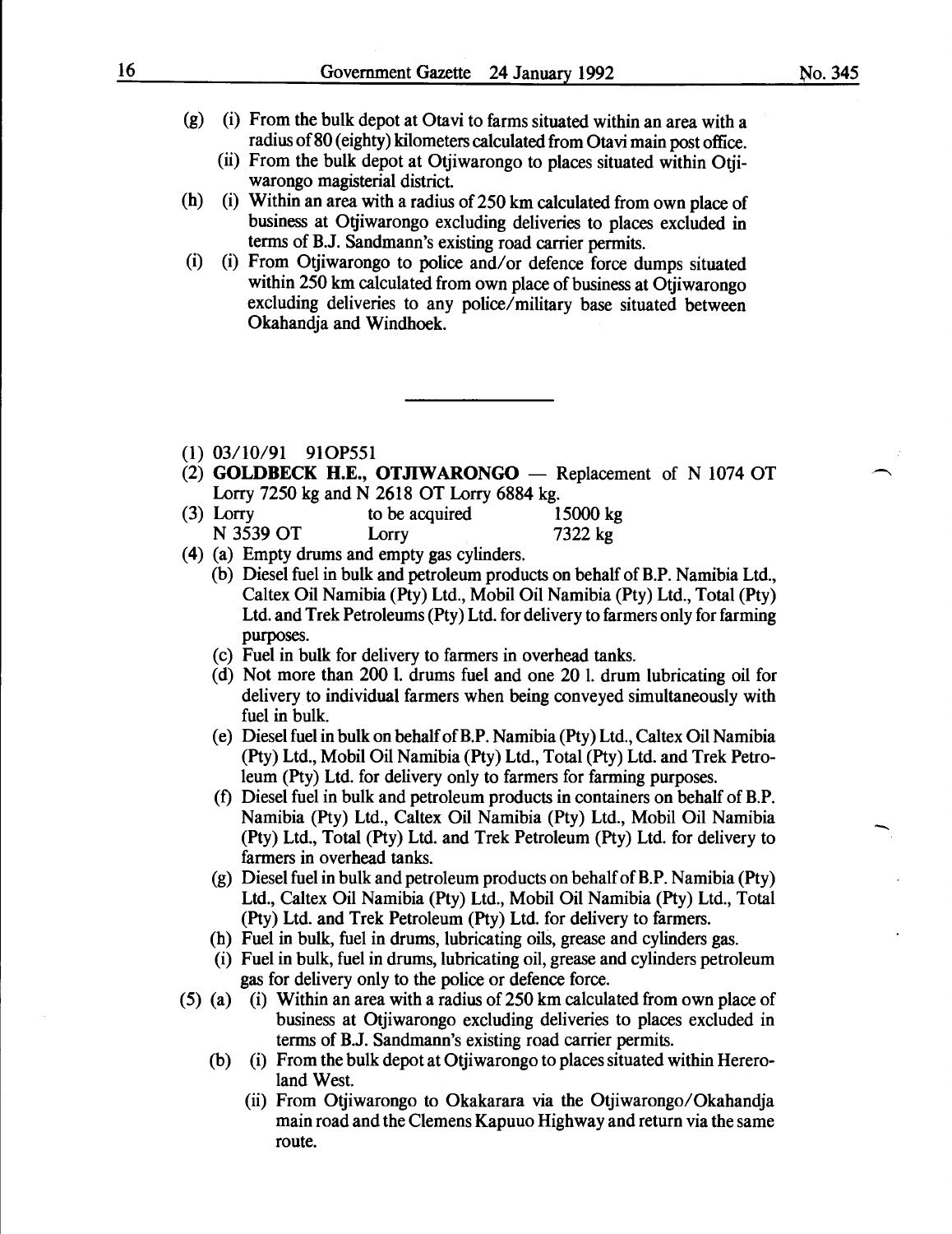(g) (i) From the bulk depot at Otavi to farms situated within an area with a radius of 80 (eighty) kilometers calculated from Otavi main post office.

(ii) From the bulk depot at Otjiwarongo to places situated within Otjiwarongo magisterial district.

(h) (i) Within an area with a radius of 250 km calculated from own place of business at Otjiwarongo excluding deliveries to places excluded in terms of B.J. Sandmann's existing road carrier permits.

(i) (i) From Otjiwarongo to police and/or defence force dumps situated within 250 km calculated from own place of business at Otjiwarongo excluding deliveries to any police/military base situated between Okahandja and Windhoek.

---

(1) 03/10/91 91OP551

(2) **GOLDBECK H.E., OTJIWARONGO** — Replacement of N 1074 OT Lorry 7250 kg and N 2618 OT Lorry 6884 kg.

(3) Lorry to be acquired 15000 kg
N 3539 OT Lorry 7322 kg

(4) (a) Empty drums and empty gas cylinders.

(b) Diesel fuel in bulk and petroleum products on behalf of B.P. Namibia Ltd., Caltex Oil Namibia (Pty) Ltd., Mobil Oil Namibia (Pty) Ltd., Total (Pty) Ltd. and Trek Petroleums (Pty) Ltd. for delivery to farmers only for farming purposes.

(c) Fuel in bulk for delivery to farmers in overhead tanks.

(d) Not more than 200 l. drums fuel and one 20 l. drum lubricating oil for delivery to individual farmers when being conveyed simultaneously with fuel in bulk.

(e) Diesel fuel in bulk on behalf of B.P. Namibia (Pty) Ltd., Caltex Oil Namibia (Pty) Ltd., Mobil Oil Namibia (Pty) Ltd., Total (Pty) Ltd. and Trek Petroleum (Pty) Ltd. for delivery only to farmers for farming purposes.

(f) Diesel fuel in bulk and petroleum products in containers on behalf of B.P. Namibia (Pty) Ltd., Caltex Oil Namibia (Pty) Ltd., Mobil Oil Namibia (Pty) Ltd., Total (Pty) Ltd. and Trek Petroleum (Pty) Ltd. for delivery to farmers in overhead tanks.

(g) Diesel fuel in bulk and petroleum products on behalf of B.P. Namibia (Pty) Ltd., Caltex Oil Namibia (Pty) Ltd., Mobil Oil Namibia (Pty) Ltd., Total (Pty) Ltd. and Trek Petroleum (Pty) Ltd. for delivery to farmers.

(h) Fuel in bulk, fuel in drums, lubricating oils, grease and cylinders gas.

(i) Fuel in bulk, fuel in drums, lubricating oil, grease and cylinders petroleum gas for delivery only to the police or defence force.

(5) (a) (i) Within an area with a radius of 250 km calculated from own place of business at Otjiwarongo excluding deliveries to places excluded in terms of B.J. Sandmann's existing road carrier permits.

(b) (i) From the bulk depot at Otjiwarongo to places situated within Hereroland West.

(ii) From Otjiwarongo to Okakarara via the Otjiwarongo/Okahandja main road and the Clemens Kapuuo Highway and return via the same route.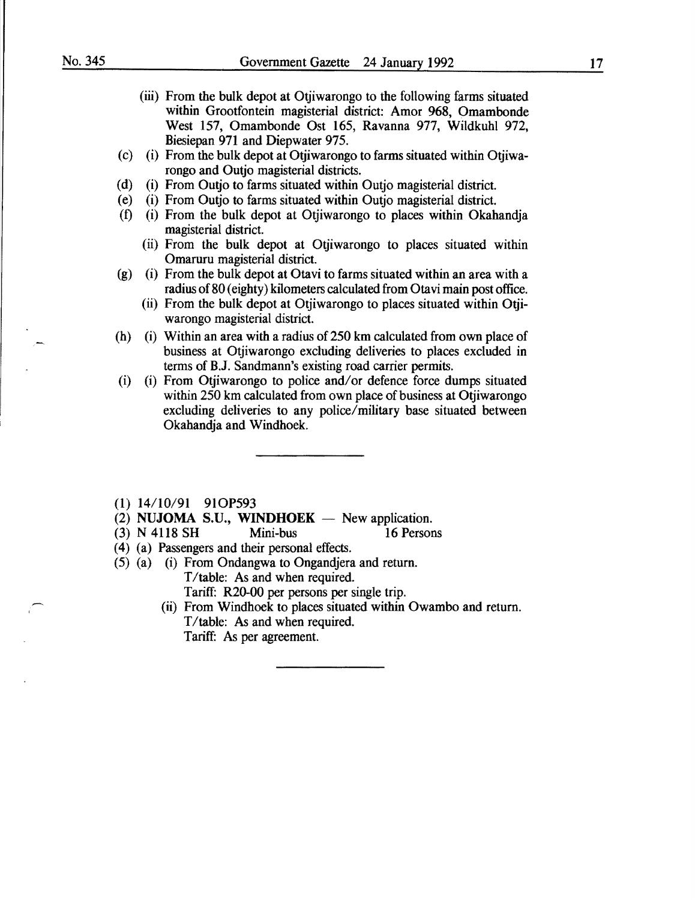(iii) From the bulk depot at Otjiwarongo to the following farms situated within Grootfontein magisterial district: Amor 968, Omambonde West 157, Omambonde Ost 165, Ravanna 977, Wildkuhl 972, Biesiepan 971 and Diepwater 975.

(c) (i) From the bulk depot at Otjiwarongo to farms situated within Otjiwarongo and Outjo magisterial districts.

(d) (i) From Outjo to farms situated within Outjo magisterial district.

(e) (i) From Outjo to farms situated within Outjo magisterial district.

(f) (i) From the bulk depot at Otjiwarongo to places within Okahandja magisterial district.

(ii) From the bulk depot at Otjiwarongo to places situated within Omaruru magisterial district.

(g) (i) From the bulk depot at Otavi to farms situated within an area with a radius of 80 (eighty) kilometers calculated from Otavi main post office.

(ii) From the bulk depot at Otjiwarongo to places situated within Otjiwarongo magisterial district.

(h) (i) Within an area with a radius of 250 km calculated from own place of business at Otjiwarongo excluding deliveries to places excluded in terms of B.J. Sandmann's existing road carrier permits.

(i) (i) From Otjiwarongo to police and/or defence force dumps situated within 250 km calculated from own place of business at Otjiwarongo excluding deliveries to any police/military base situated between Okahandja and Windhoek.

---

(1) 14/10/91 91OP593

(2) **NUJOMA S.U., WINDHOEK** — New application.

(3) N 4118 SH Mini-bus 16 Persons

(4) (a) Passengers and their personal effects.

(5) (a) (i) From Ondangwa to Ongandjera and return.
T/table: As and when required.
Tariff: R20-00 per persons per single trip.

(ii) From Windhoek to places situated within Owambo and return.
T/table: As and when required.
Tariff: As per agreement.

---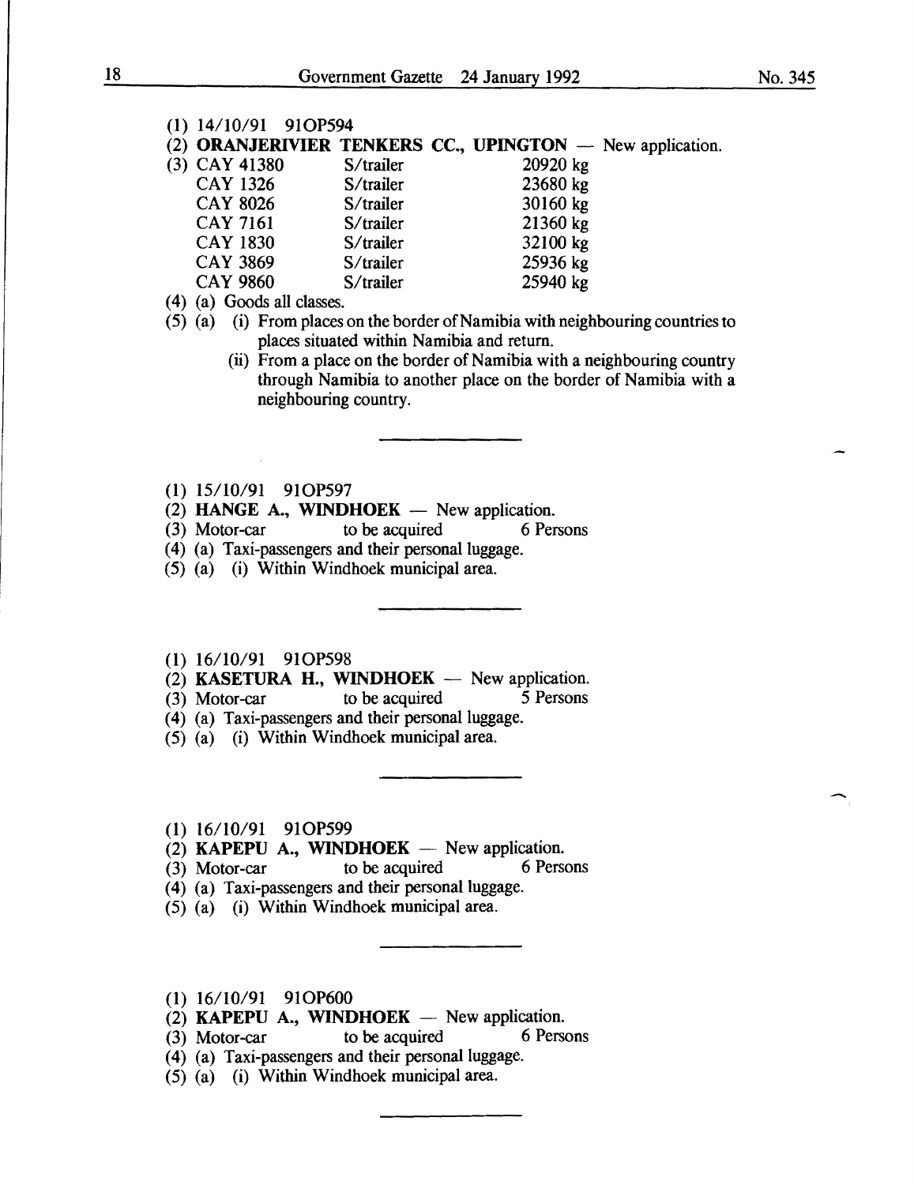(1) 14/10/91 91OP594

(2) **ORANJERIVIER TENKERS CC., UPINGTON** — New application.

(3) CAY 41380 S/trailer 20920 kg
CAY 1326 S/trailer 23680 kg
CAY 8026 S/trailer 30160 kg
CAY 7161 S/trailer 21360 kg
CAY 1830 S/trailer 32100 kg
CAY 3869 S/trailer 25936 kg
CAY 9860 S/trailer 25940 kg

(4) (a) Goods all classes.

(5) (a) (i) From places on the border of Namibia with neighbouring countries to places situated within Namibia and return.
(ii) From a place on the border of Namibia with a neighbouring country through Namibia to another place on the border of Namibia with a neighbouring country.

---

(1) 15/10/91 91OP597

(2) **HANGE A., WINDHOEK** — New application.

(3) Motor-car to be acquired 6 Persons

(4) (a) Taxi-passengers and their personal luggage.

(5) (a) (i) Within Windhoek municipal area.

---

(1) 16/10/91 91OP598

(2) **KASETURA H., WINDHOEK** — New application.

(3) Motor-car to be acquired 5 Persons

(4) (a) Taxi-passengers and their personal luggage.

(5) (a) (i) Within Windhoek municipal area.

---

(1) 16/10/91 91OP599

(2) **KAPEPU A., WINDHOEK** — New application.

(3) Motor-car to be acquired 6 Persons

(4) (a) Taxi-passengers and their personal luggage.

(5) (a) (i) Within Windhoek municipal area.

---

(1) 16/10/91 91OP600

(2) **KAPEPU A., WINDHOEK** — New application.

(3) Motor-car to be acquired 6 Persons

(4) (a) Taxi-passengers and their personal luggage.

(5) (a) (i) Within Windhoek municipal area.

---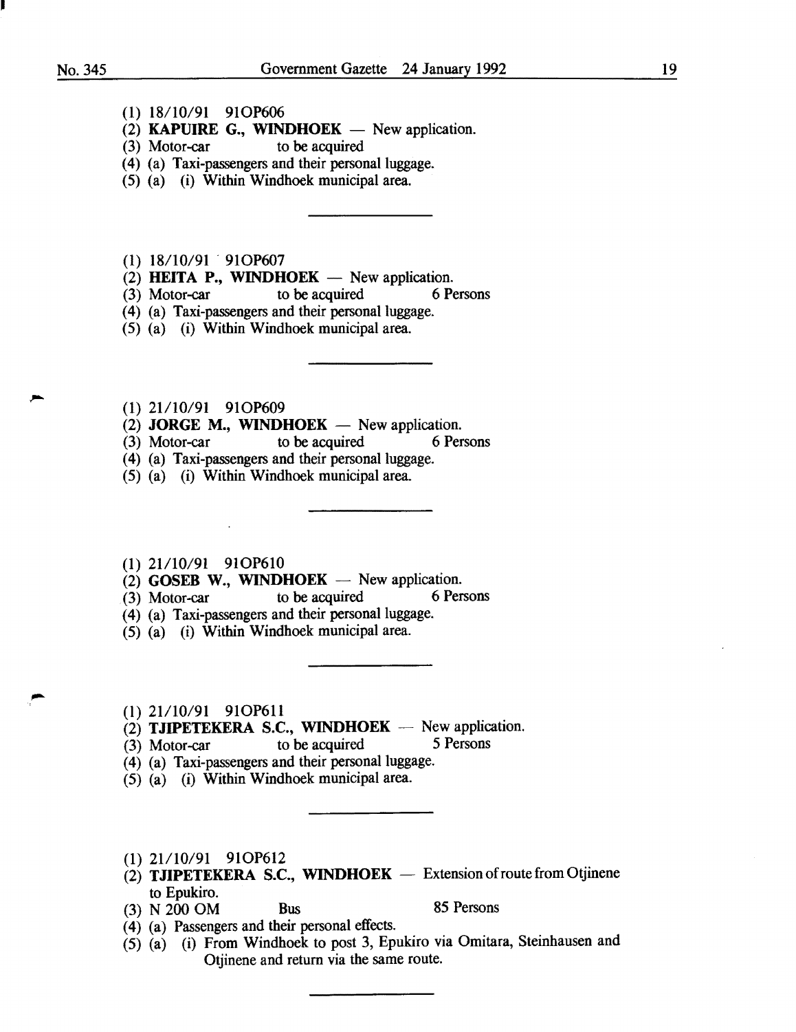(1) 18/10/91 91OP606
(2) **KAPUIRE G., WINDHOEK** — New application.
(3) Motor-car to be acquired
(4) (a) Taxi-passengers and their personal luggage.
(5) (a) (i) Within Windhoek municipal area.

---

(1) 18/10/91 91OP607
(2) **HEITA P., WINDHOEK** — New application.
(3) Motor-car to be acquired 6 Persons
(4) (a) Taxi-passengers and their personal luggage.
(5) (a) (i) Within Windhoek municipal area.

---

(1) 21/10/91 91OP609
(2) **JORGE M., WINDHOEK** — New application.
(3) Motor-car to be acquired 6 Persons
(4) (a) Taxi-passengers and their personal luggage.
(5) (a) (i) Within Windhoek municipal area.

---

(1) 21/10/91 91OP610
(2) **GOSEB W., WINDHOEK** — New application.
(3) Motor-car to be acquired 6 Persons
(4) (a) Taxi-passengers and their personal luggage.
(5) (a) (i) Within Windhoek municipal area.

---

(1) 21/10/91 91OP611
(2) **TJIPETEKERA S.C., WINDHOEK** — New application.
(3) Motor-car to be acquired 5 Persons
(4) (a) Taxi-passengers and their personal luggage.
(5) (a) (i) Within Windhoek municipal area.

---

(1) 21/10/91 91OP612
(2) **TJIPETEKERA S.C., WINDHOEK** — Extension of route from Otjinene to Epukiro.
(3) N 200 OM Bus 85 Persons
(4) (a) Passengers and their personal effects.
(5) (a) (i) From Windhoek to post 3, Epukiro via Omitara, Steinhausen and Otjinene and return via the same route.

---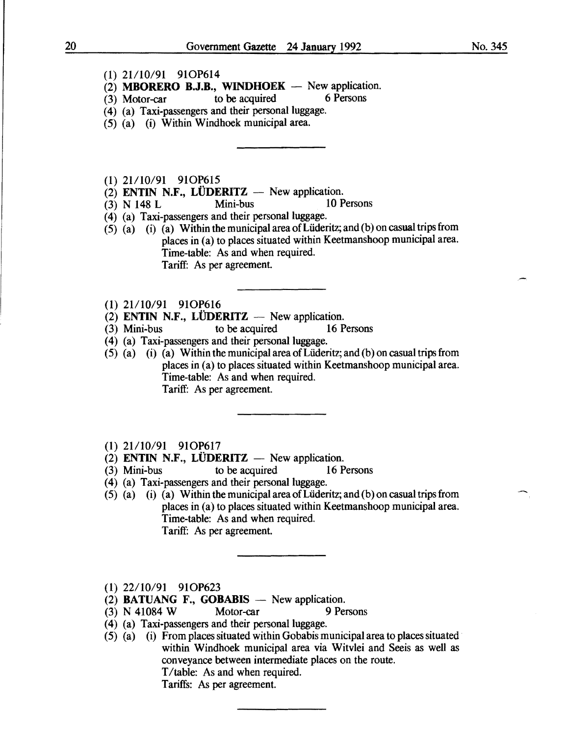(1) 21/10/91 91OP614
(2) **MBORERO B.J.B., WINDHOEK** — New application.
(3) Motor-car to be acquired 6 Persons
(4) (a) Taxi-passengers and their personal luggage.
(5) (a) (i) Within Windhoek municipal area.

---

(1) 21/10/91 91OP615
(2) **ENTIN N.F., LÜDERITZ** — New application.
(3) N 148 L Mini-bus 10 Persons
(4) (a) Taxi-passengers and their personal luggage.
(5) (a) (i) (a) Within the municipal area of Lüderitz; and (b) on casual trips from places in (a) to places situated within Keetmanshoop municipal area.
Time-table: As and when required.
Tariff: As per agreement.

---

(1) 21/10/91 91OP616
(2) **ENTIN N.F., LÜDERITZ** — New application.
(3) Mini-bus to be acquired 16 Persons
(4) (a) Taxi-passengers and their personal luggage.
(5) (a) (i) (a) Within the municipal area of Lüderitz; and (b) on casual trips from places in (a) to places situated within Keetmanshoop municipal area.
Time-table: As and when required.
Tariff: As per agreement.

---

(1) 21/10/91 91OP617
(2) **ENTIN N.F., LÜDERITZ** — New application.
(3) Mini-bus to be acquired 16 Persons
(4) (a) Taxi-passengers and their personal luggage.
(5) (a) (i) (a) Within the municipal area of Lüderitz; and (b) on casual trips from places in (a) to places situated within Keetmanshoop municipal area.
Time-table: As and when required.
Tariff: As per agreement.

---

(1) 22/10/91 91OP623
(2) **BATUANG F., GOBABIS** — New application.
(3) N 41084 W Motor-car 9 Persons
(4) (a) Taxi-passengers and their personal luggage.
(5) (a) (i) From places situated within Gobabis municipal area to places situated within Windhoek municipal area via Witvlei and Seeis as well as conveyance between intermediate places on the route.
T/table: As and when required.
Tariffs: As per agreement.

---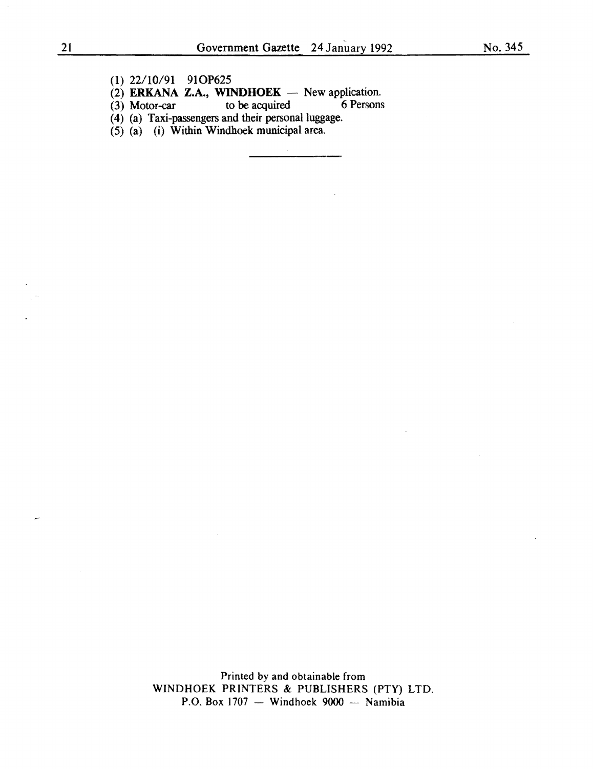(1) 22/10/91 91OP625

(2) **ERKANA Z.A., WINDHOEK** — New application.

(3) Motor-car to be acquired 6 Persons

(4) (a) Taxi-passengers and their personal luggage.

(5) (a) (i) Within Windhoek municipal area.

---

Printed by and obtainable from
WINDHOEK PRINTERS & PUBLISHERS (PTY) LTD.
P.O. Box 1707 — Windhoek 9000 — Namibia